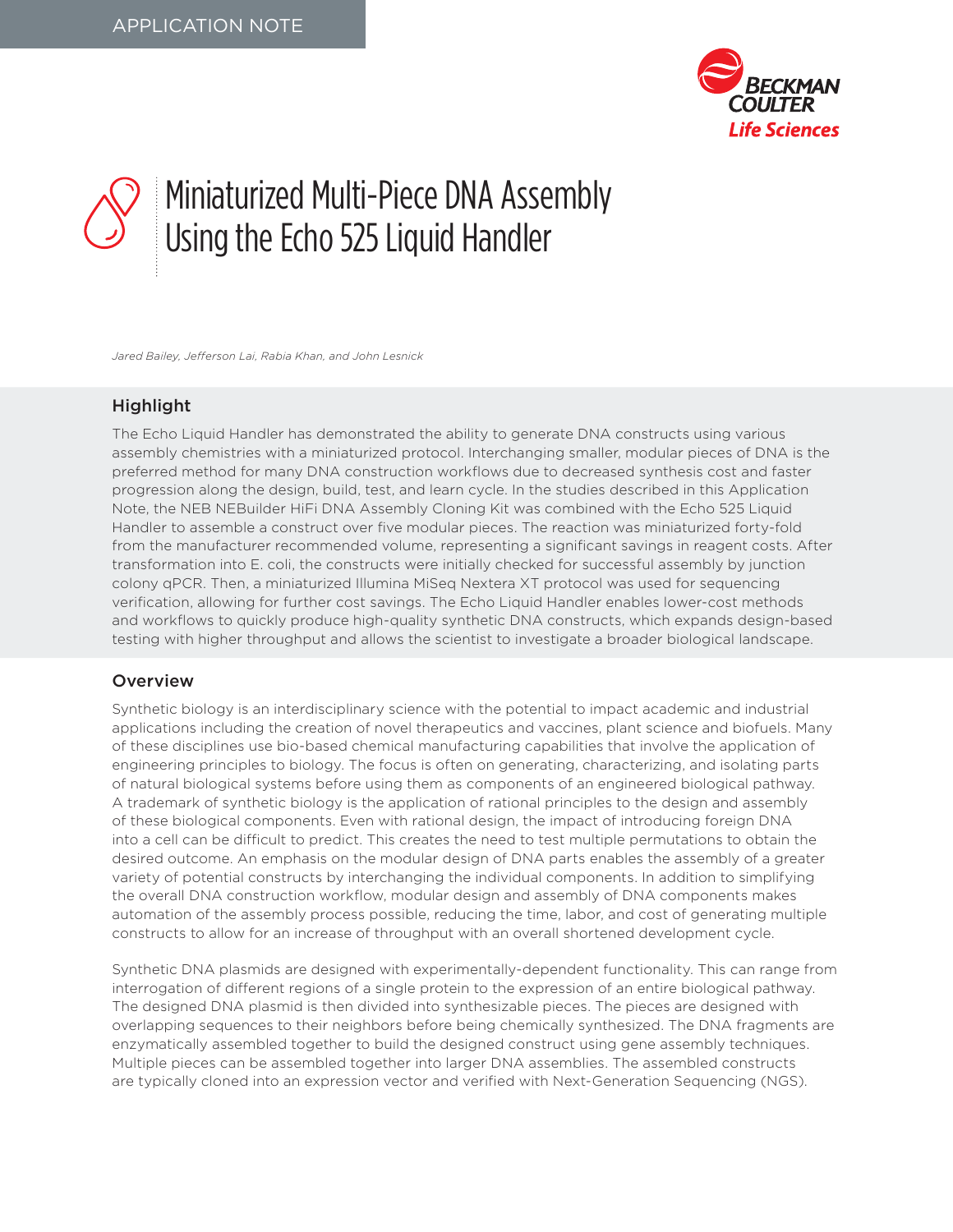APPLICATION NOTE

# Miniaturized Multi-Piece DNA Assembly Using the Echo 525 Liquid Handler

*Jared Bailey, Jefferson Lai, Rabia Khan, and John Lesnick*

## Highlight

The Echo Liquid Handler has demonstrated the ability to generate DNA constructs using various assembly chemistries with a miniaturized protocol. Interchanging smaller, modular pieces of DNA is the preferred method for many DNA construction workflows due to decreased synthesis cost and faster progression along the design, build, test, and learn cycle. In the studies described in this Application Note, the NEB NEBuilder HiFi DNA Assembly Cloning Kit was combined with the Echo 525 Liquid Handler to assemble a construct over five modular pieces. The reaction was miniaturized forty-fold from the manufacturer recommended volume, representing a significant savings in reagent costs. After transformation into E. coli, the constructs were initially checked for successful assembly by junction colony qPCR. Then, a miniaturized Illumina MiSeq Nextera XT protocol was used for sequencing verification, allowing for further cost savings. The Echo Liquid Handler enables lower-cost methods and workflows to quickly produce high-quality synthetic DNA constructs, which expands design-based testing with higher throughput and allows the scientist to investigate a broader biological landscape.

## Overview

Synthetic biology is an interdisciplinary science with the potential to impact academic and industrial applications including the creation of novel therapeutics and vaccines, plant science and biofuels. Many of these disciplines use bio-based chemical manufacturing capabilities that involve the application of engineering principles to biology. The focus is often on generating, characterizing, and isolating parts of natural biological systems before using them as components of an engineered biological pathway. A trademark of synthetic biology is the application of rational principles to the design and assembly of these biological components. Even with rational design, the impact of introducing foreign DNA into a cell can be difficult to predict. This creates the need to test multiple permutations to obtain the desired outcome. An emphasis on the modular design of DNA parts enables the assembly of a greater variety of potential constructs by interchanging the individual components. In addition to simplifying the overall DNA construction workflow, modular design and assembly of DNA components makes automation of the assembly process possible, reducing the time, labor, and cost of generating multiple constructs to allow for an increase of throughput with an overall shortened development cycle.

Synthetic DNA plasmids are designed with experimentally-dependent functionality. This can range from interrogation of different regions of a single protein to the expression of an entire biological pathway. The designed DNA plasmid is then divided into synthesizable pieces. The pieces are designed with overlapping sequences to their neighbors before being chemically synthesized. The DNA fragments are enzymatically assembled together to build the designed construct using gene assembly techniques. Multiple pieces can be assembled together into larger DNA assemblies. The assembled constructs are typically cloned into an expression vector and verified with Next-Generation Sequencing (NGS).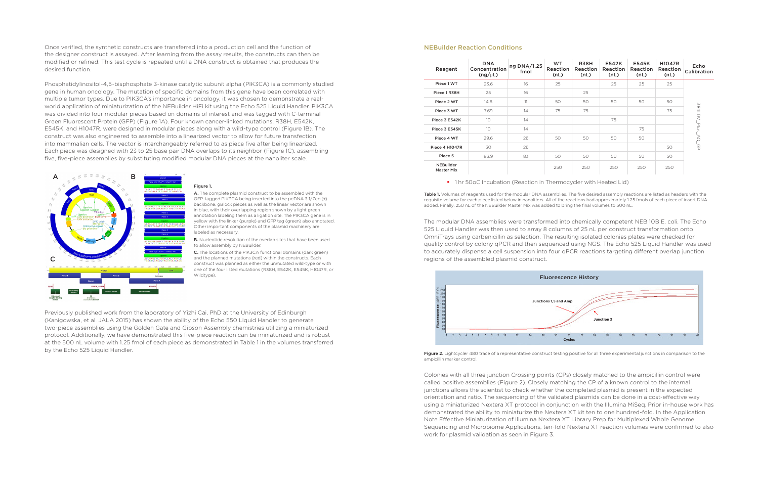Once verified, the synthetic constructs are transferred into a production cell and the function of the designer construct is assayed. After learning from the assay results, the constructs can then be modified or refined. This test cycle is repeated until a DNA construct is obtained that produces the desired function.

Phosphatidylinositol-4,5-bisphosphate 3-kinase catalytic subunit alpha (PIK3CA) is a commonly studied gene in human oncology. The mutation of specific domains from this gene have been correlated with multiple tumor types. Due to PIK3CA's importance in oncology, it was chosen to demonstrate a real-world application of miniaturization of the NEBuilder HiFi kit using the Echo 525 Liquid Handler. PIK3CA was divided into four modular pieces based on domains of interest and was tagged with C-terminal Green Fluorescent Protein (GFP) (Figure 1A). Four known cancer-linked mutations, R38H, E542K, E545K, and H1047R, were designed in modular pieces along with a wild-type control (Figure 1B). The construct was also engineered to assemble into a linearized vector to allow for future transfection into mammalian cells. The vector is interchangeably referred to as piece five after being linearized. Each piece was designed with 23 to 25 base pair DNA overlaps to its neighbor (Figure 1C), assembling five, five-piece assemblies by substituting modified modular DNA pieces at the nanoliter scale.

**Figure 1.**

**A.** The complete plasmid construct to be assembled with the GFP-tagged PIK3CA being inserted into the pcDNA 3.1/Zeo (+) backbone. gBlock pieces as well as the linear vector are shown in blue, with their overlapping region shown by a light green annotation labeling them as a ligation site. The PIK3CA gene is in yellow with the linker (purple) and GFP tag (green) also annotated. Other important components of the plasmid machinery are labeled as necessary.

**B.** Nucleotide resolution of the overlap sites that have been used to allow assembly by NEBuilder.

**C.** The locations of the PIK3CA functional domains (dark green) and the planned mutations (red) within the constructs. Each construct was planned as either the unmutated wild-type or with one of the four listed mutations (R38H, E542K, E545K, H1047R, or Wildtype).

Previously published work from the laboratory of Yizhi Cai, PhD at the University of Edinburgh (Kanigowska, et al. JALA 2015) has shown the ability of the Echo 550 Liquid Handler to generate two-piece assemblies using the Golden Gate and Gibson Assembly chemistries utilizing a miniaturized protocol. Additionally, we have demonstrated this five-piece reaction can be miniaturized and is robust at the 500 nL volume with 1.25 fmol of each piece as demonstrated in Table 1 in the volumes transferred by the Echo 525 Liquid Handler.

### NEBuilder Reaction Conditions

| Reagent | DNA Concentration (ng/μL) | ng DNA/1.25 fmol | WT Reaction (nL) | R38H Reaction (nL) | E542K Reaction (nL) | E545K Reaction (nL) | H1047R Reaction (nL) | Echo Calibration |
|---|---|---|---|---|---|---|---|---|
| Piece 1 WT | 23.6 | 16 | 25 | | 25 | 25 | 25 | 384LDV_Plus_AQ_GP |
| Piece 1 R38H | 25 | 16 | | 25 | | | | |
| Piece 2 WT | 14.6 | 11 | 50 | 50 | 50 | 50 | 50 | |
| Piece 3 WT | 7.69 | 14 | 75 | 75 | | | 75 | |
| Piece 3 E542K | 10 | 14 | | | 75 | | | |
| Piece 3 E545K | 10 | 14 | | | | 75 | | |
| Piece 4 WT | 29.6 | 26 | 50 | 50 | 50 | 50 | | |
| Piece 4 H1047R | 30 | 26 | | | | | 50 | |
| Piece 5 | 83.9 | 83 | 50 | 50 | 50 | 50 | 50 | |
| NEBuilder Master Mix | | | 250 | 250 | 250 | 250 | 250 | |

- 1 hr 50oC Incubation (Reaction in Thermocycler with Heated Lid)

**Table 1.** Volumes of reagents used for the modular DNA assemblies. The five desired assembly reactions are listed as headers with the requisite volume for each piece listed below in nanoliters. All of the reactions had approximately 1.25 fmols of each piece of insert DNA added. Finally, 250 nL of the NEBuilder Master Mix was added to bring the final volumes to 500 nL.

The modular DNA assemblies were transformed into chemically competent NEB 10B E. coli. The Echo 525 Liquid Handler was then used to array 8 columns of 25 nL per construct transformation onto OmniTrays using carbenicillin as selection. The resulting isolated colonies plates were checked for quality control by colony qPCR and then sequenced using NGS. The Echo 525 Liquid Handler was used to accurately dispense a cell suspension into four qPCR reactions targeting different overlap junction regions of the assembled plasmid construct.

**Figure 2.** Lightcycler 480 trace of a representative construct testing positive for all three experimental junctions in comparison to the ampicillin marker control.

Colonies with all three junction Crossing points (CPs) closely matched to the ampicillin control were called positive assemblies (Figure 2). Closely matching the CP of a known control to the internal junctions allows the scientist to check whether the completed plasmid is present in the expected orientation and ratio. The sequencing of the validated plasmids can be done in a cost-effective way using a miniaturized Nextera XT protocol in conjunction with the Illumina MiSeq. Prior in-house work has demonstrated the ability to miniaturize the Nextera XT kit ten to one hundred-fold. In the Application Note Effective Miniaturization of Illumina Nextera XT Library Prep for Multiplexed Whole Genome Sequencing and Microbiome Applications, ten-fold Nextera XT reaction volumes were confirmed to also work for plasmid validation as seen in Figure 3.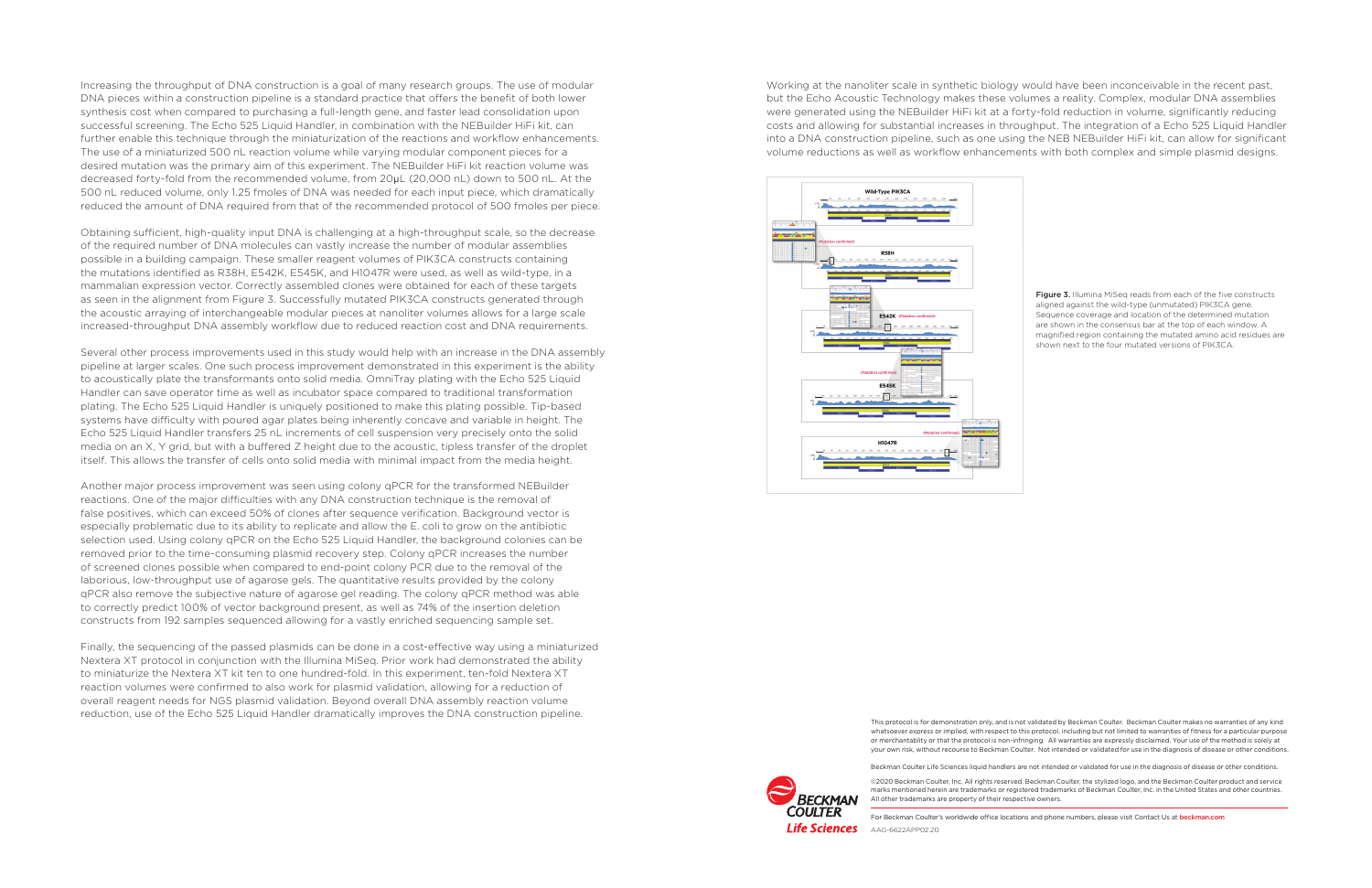Increasing the throughput of DNA construction is a goal of many research groups. The use of modular DNA pieces within a construction pipeline is a standard practice that offers the benefit of both lower synthesis cost when compared to purchasing a full-length gene, and faster lead consolidation upon successful screening. The Echo 525 Liquid Handler, in combination with the NEBuilder HiFi kit, can further enable this technique through the miniaturization of the reactions and workflow enhancements. The use of a miniaturized 500 nL reaction volume while varying modular component pieces for a desired mutation was the primary aim of this experiment. The NEBuilder HiFi kit reaction volume was decreased forty-fold from the recommended volume, from 20μL (20,000 nL) down to 500 nL. At the 500 nL reduced volume, only 1.25 fmoles of DNA was needed for each input piece, which dramatically reduced the amount of DNA required from that of the recommended protocol of 500 fmoles per piece.

Obtaining sufficient, high-quality input DNA is challenging at a high-throughput scale, so the decrease of the required number of DNA molecules can vastly increase the number of modular assemblies possible in a building campaign. These smaller reagent volumes of PIK3CA constructs containing the mutations identified as R38H, E542K, E545K, and H1047R were used, as well as wild-type, in a mammalian expression vector. Correctly assembled clones were obtained for each of these targets as seen in the alignment from Figure 3. Successfully mutated PIK3CA constructs generated through the acoustic arraying of interchangeable modular pieces at nanoliter volumes allows for a large scale increased-throughput DNA assembly workflow due to reduced reaction cost and DNA requirements.

Several other process improvements used in this study would help with an increase in the DNA assembly pipeline at larger scales. One such process improvement demonstrated in this experiment is the ability to acoustically plate the transformants onto solid media. OmniTray plating with the Echo 525 Liquid Handler can save operator time as well as incubator space compared to traditional transformation plating. The Echo 525 Liquid Handler is uniquely positioned to make this plating possible. Tip-based systems have difficulty with poured agar plates being inherently concave and variable in height. The Echo 525 Liquid Handler transfers 25 nL increments of cell suspension very precisely onto the solid media on an X, Y grid, but with a buffered Z height due to the acoustic, tipless transfer of the droplet itself. This allows the transfer of cells onto solid media with minimal impact from the media height.

Another major process improvement was seen using colony qPCR for the transformed NEBuilder reactions. One of the major difficulties with any DNA construction technique is the removal of false positives, which can exceed 50% of clones after sequence verification. Background vector is especially problematic due to its ability to replicate and allow the E. coli to grow on the antibiotic selection used. Using colony qPCR on the Echo 525 Liquid Handler, the background colonies can be removed prior to the time-consuming plasmid recovery step. Colony qPCR increases the number of screened clones possible when compared to end-point colony PCR due to the removal of the laborious, low-throughput use of agarose gels. The quantitative results provided by the colony qPCR also remove the subjective nature of agarose gel reading. The colony qPCR method was able to correctly predict 100% of vector background present, as well as 74% of the insertion deletion constructs from 192 samples sequenced allowing for a vastly enriched sequencing sample set.

Finally, the sequencing of the passed plasmids can be done in a cost-effective way using a miniaturized Nextera XT protocol in conjunction with the Illumina MiSeq. Prior work had demonstrated the ability to miniaturize the Nextera XT kit ten to one hundred-fold. In this experiment, ten-fold Nextera XT reaction volumes were confirmed to also work for plasmid validation, allowing for a reduction of overall reagent needs for NGS plasmid validation. Beyond overall DNA assembly reaction volume reduction, use of the Echo 525 Liquid Handler dramatically improves the DNA construction pipeline.

Working at the nanoliter scale in synthetic biology would have been inconceivable in the recent past, but the Echo Acoustic Technology makes these volumes a reality. Complex, modular DNA assemblies were generated using the NEBuilder HiFi kit at a forty-fold reduction in volume, significantly reducing costs and allowing for substantial increases in throughput. The integration of a Echo 525 Liquid Handler into a DNA construction pipeline, such as one using the NEB NEBuilder HiFi kit, can allow for significant volume reductions as well as workflow enhancements with both complex and simple plasmid designs.

Wild-Type PIK3CA

(Mutation confirmed)

R38H

E542K (Mutation confirmed)

(Mutation confirmed)

E545K

(Mutation confirmed)

H1047R

**Figure 3.** Illumina MiSeq reads from each of the five constructs aligned against the wild-type (unmutated) PIK3CA gene. Sequence coverage and location of the determined mutation are shown in the consensus bar at the top of each window. A magnified region containing the mutated amino acid residues are shown next to the four mutated versions of PIK3CA.

This protocol is for demonstration only, and is not validated by Beckman Coulter. Beckman Coulter makes no warranties of any kind whatsoever express or implied, with respect to this protocol, including but not limited to warranties of fitness for a particular purpose or merchantability or that the protocol is non-infringing. All warranties are expressly disclaimed. Your use of the method is solely at your own risk, without recourse to Beckman Coulter. Not intended or validated for use in the diagnosis of disease or other conditions.

Beckman Coulter Life Sciences liquid handlers are not intended or validated for use in the diagnosis of disease or other conditions.

©2020 Beckman Coulter, Inc. All rights reserved. Beckman Coulter, the stylized logo, and the Beckman Coulter product and service marks mentioned herein are trademarks or registered trademarks of Beckman Coulter, Inc. in the United States and other countries. All other trademarks are property of their respective owners.

For Beckman Coulter's worldwide office locations and phone numbers, please visit Contact Us at beckman.com

AAG-6622APP02.20